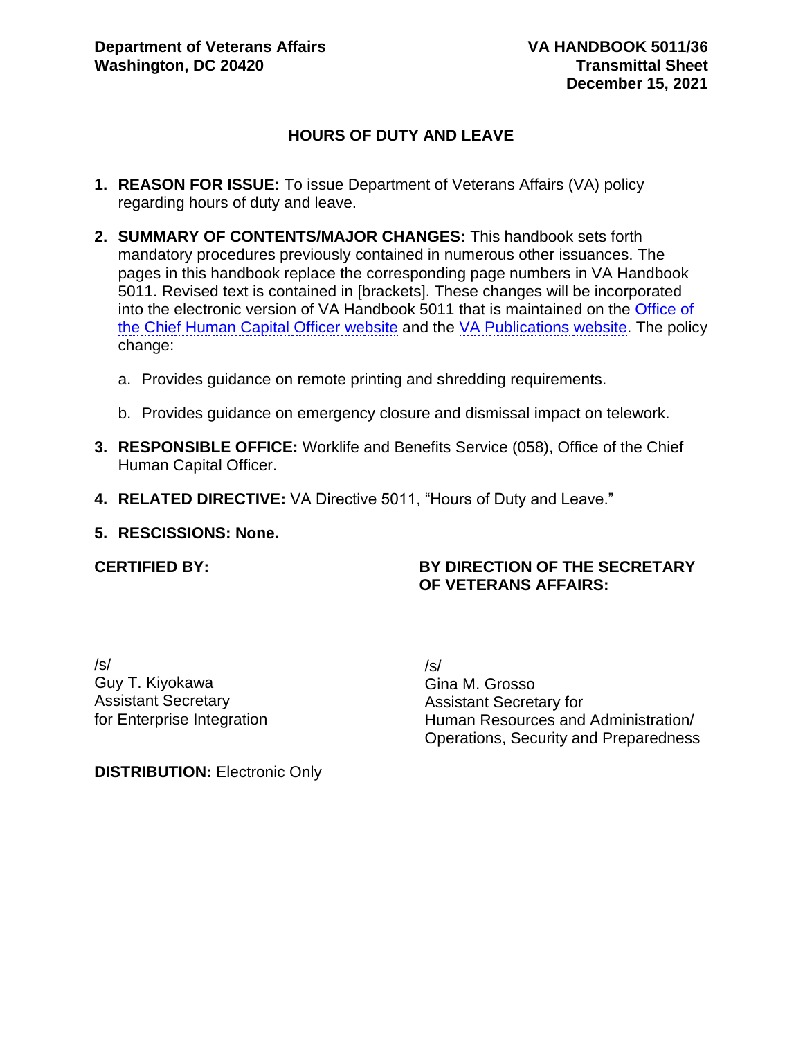**Department of Veterans Affairs**
**Washington, DC 20420**

**VA HANDBOOK 5011/36**
**Transmittal Sheet**
**December 15, 2021**

## HOURS OF DUTY AND LEAVE

1. **REASON FOR ISSUE:** To issue Department of Veterans Affairs (VA) policy regarding hours of duty and leave.

2. **SUMMARY OF CONTENTS/MAJOR CHANGES:** This handbook sets forth mandatory procedures previously contained in numerous other issuances. The pages in this handbook replace the corresponding page numbers in VA Handbook 5011. Revised text is contained in [brackets]. These changes will be incorporated into the electronic version of VA Handbook 5011 that is maintained on the Office of the Chief Human Capital Officer website and the VA Publications website. The policy change:

   a. Provides guidance on remote printing and shredding requirements.

   b. Provides guidance on emergency closure and dismissal impact on telework.

3. **RESPONSIBLE OFFICE:** Worklife and Benefits Service (058), Office of the Chief Human Capital Officer.

4. **RELATED DIRECTIVE:** VA Directive 5011, "Hours of Duty and Leave."

5. **RESCISSIONS: None.**

**CERTIFIED BY:**

/s/
Guy T. Kiyokawa
Assistant Secretary
for Enterprise Integration

**BY DIRECTION OF THE SECRETARY OF VETERANS AFFAIRS:**

/s/
Gina M. Grosso
Assistant Secretary for
Human Resources and Administration/
Operations, Security and Preparedness

**DISTRIBUTION:** Electronic Only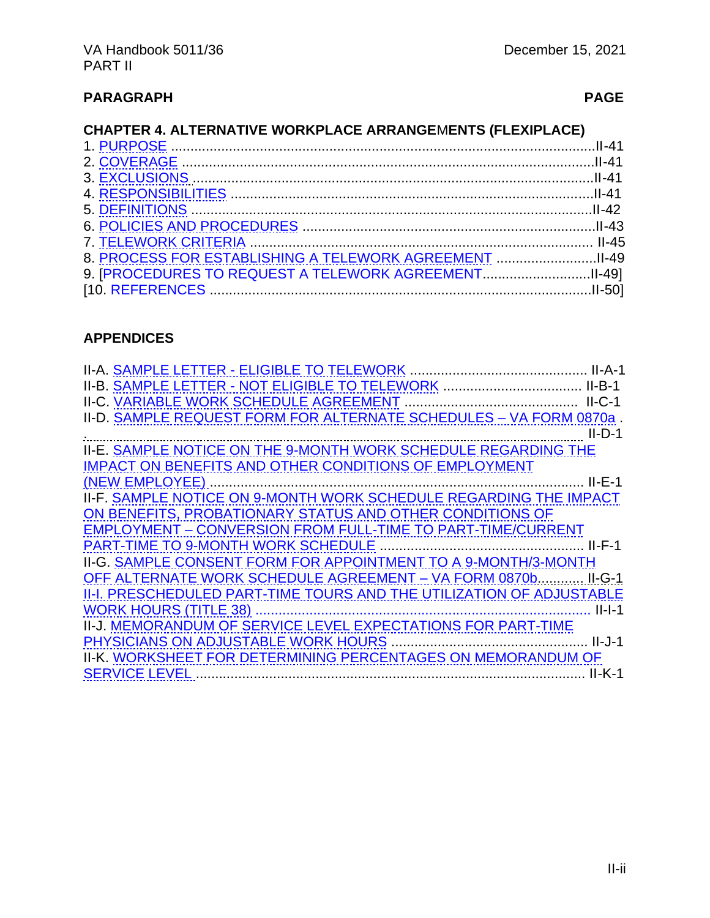**PARAGRAPH** **PAGE**

**CHAPTER 4. ALTERNATIVE WORKPLACE ARRANGEMENTS (FLEXIPLACE)**

1. PURPOSE .................................................................................................II-41
2. COVERAGE .............................................................................................II-41
3. EXCLUSIONS ..........................................................................................II-41
4. RESPONSIBILITIES ................................................................................II-41
5. DEFINITIONS ..........................................................................................II-42
6. POLICIES AND PROCEDURES ..............................................................II-43
7. TELEWORK CRITERIA ........................................................................... II-45
8. PROCESS FOR ESTABLISHING A TELEWORK AGREEMENT ..........................II-49
9. [PROCEDURES TO REQUEST A TELEWORK AGREEMENT.............................II-49]

[10. REFERENCES .....................................................................................II-50]

**APPENDICES**

II-A. SAMPLE LETTER - ELIGIBLE TO TELEWORK ............................................. II-A-1

II-B. SAMPLE LETTER - NOT ELIGIBLE TO TELEWORK .................................... II-B-1

II-C. VARIABLE WORK SCHEDULE AGREEMENT ............................................ II-C-1

II-D. SAMPLE REQUEST FORM FOR ALTERNATE SCHEDULES – VA FORM 0870a ........................................................................................................ II-D-1

II-E. SAMPLE NOTICE ON THE 9-MONTH WORK SCHEDULE REGARDING THE IMPACT ON BENEFITS AND OTHER CONDITIONS OF EMPLOYMENT (NEW EMPLOYEE) .................................................................................................. II-E-1

II-F. SAMPLE NOTICE ON 9-MONTH WORK SCHEDULE REGARDING THE IMPACT ON BENEFITS, PROBATIONARY STATUS AND OTHER CONDITIONS OF EMPLOYMENT – CONVERSION FROM FULL-TIME TO PART-TIME/CURRENT PART-TIME TO 9-MONTH WORK SCHEDULE ..................................................... II-F-1

II-G. SAMPLE CONSENT FORM FOR APPOINTMENT TO A 9-MONTH/3-MONTH OFF ALTERNATE WORK SCHEDULE AGREEMENT – VA FORM 0870b............ II-G-1

II-I. PRESCHEDULED PART-TIME TOURS AND THE UTILIZATION OF ADJUSTABLE WORK HOURS (TITLE 38) ....................................................................................... II-I-1

II-J. MEMORANDUM OF SERVICE LEVEL EXPECTATIONS FOR PART-TIME PHYSICIANS ON ADJUSTABLE WORK HOURS .................................................. II-J-1

II-K. WORKSHEET FOR DETERMINING PERCENTAGES ON MEMORANDUM OF SERVICE LEVEL ...................................................................................................... II-K-1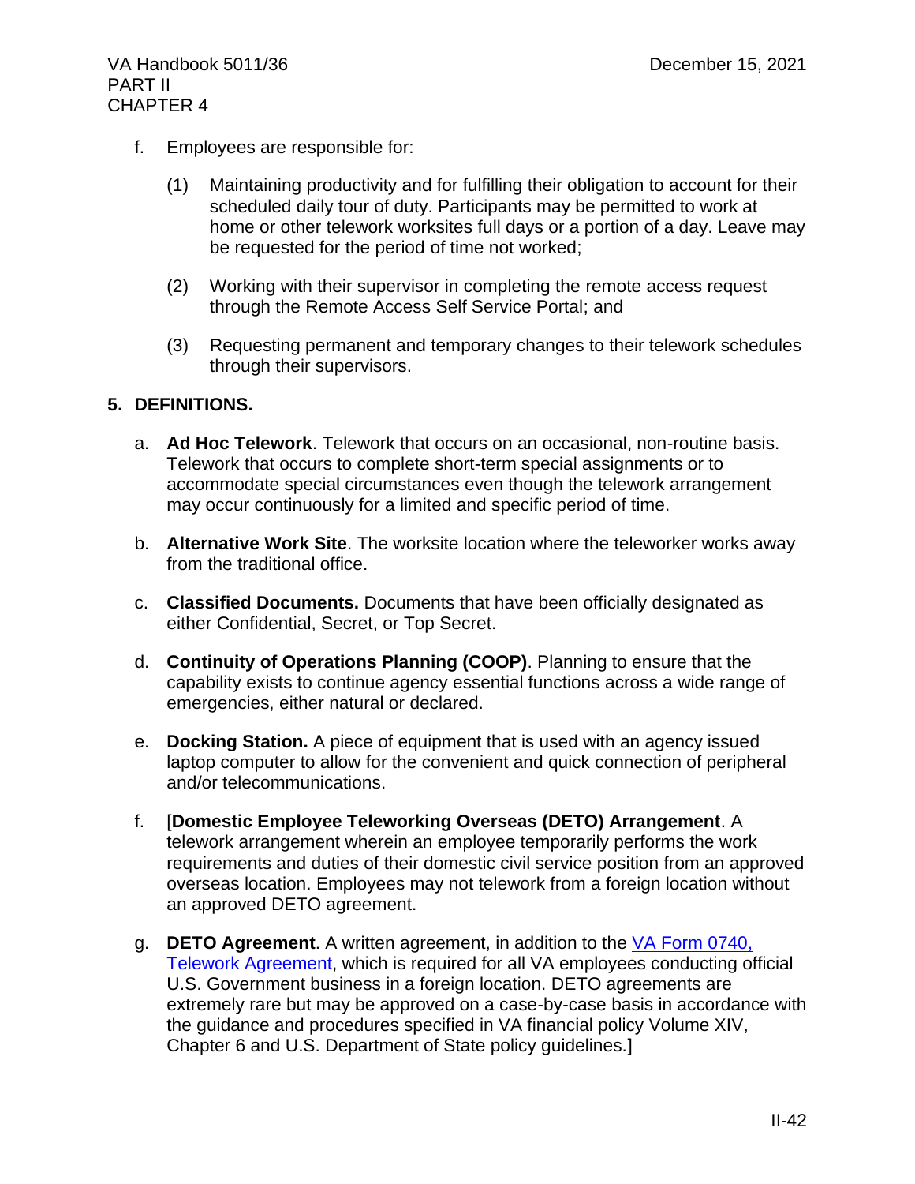f. Employees are responsible for:

   (1) Maintaining productivity and for fulfilling their obligation to account for their scheduled daily tour of duty. Participants may be permitted to work at home or other telework worksites full days or a portion of a day. Leave may be requested for the period of time not worked;

   (2) Working with their supervisor in completing the remote access request through the Remote Access Self Service Portal; and

   (3) Requesting permanent and temporary changes to their telework schedules through their supervisors.

**5. DEFINITIONS.**

a. **Ad Hoc Telework**. Telework that occurs on an occasional, non-routine basis. Telework that occurs to complete short-term special assignments or to accommodate special circumstances even though the telework arrangement may occur continuously for a limited and specific period of time.

b. **Alternative Work Site**. The worksite location where the teleworker works away from the traditional office.

c. **Classified Documents.** Documents that have been officially designated as either Confidential, Secret, or Top Secret.

d. **Continuity of Operations Planning (COOP)**. Planning to ensure that the capability exists to continue agency essential functions across a wide range of emergencies, either natural or declared.

e. **Docking Station.** A piece of equipment that is used with an agency issued laptop computer to allow for the convenient and quick connection of peripheral and/or telecommunications.

f. [**Domestic Employee Teleworking Overseas (DETO) Arrangement**. A telework arrangement wherein an employee temporarily performs the work requirements and duties of their domestic civil service position from an approved overseas location. Employees may not telework from a foreign location without an approved DETO agreement.

g. **DETO Agreement**. A written agreement, in addition to the VA Form 0740, Telework Agreement, which is required for all VA employees conducting official U.S. Government business in a foreign location. DETO agreements are extremely rare but may be approved on a case-by-case basis in accordance with the guidance and procedures specified in VA financial policy Volume XIV, Chapter 6 and U.S. Department of State policy guidelines.]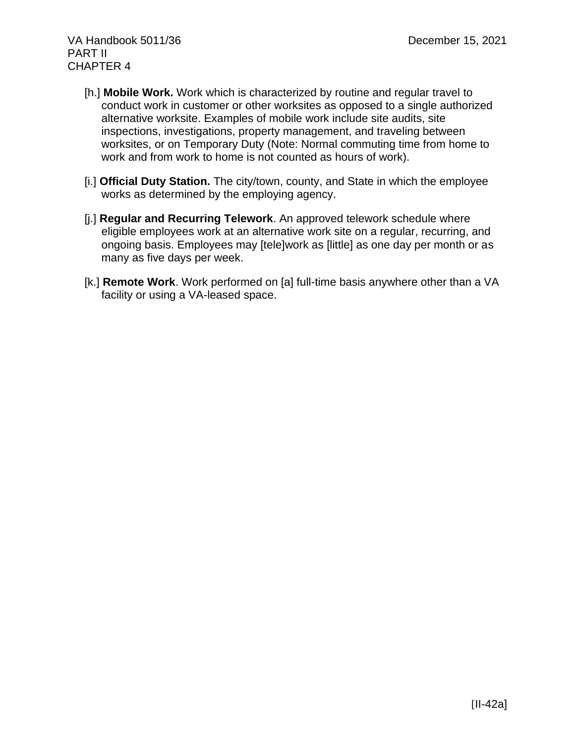[h.] **Mobile Work.** Work which is characterized by routine and regular travel to conduct work in customer or other worksites as opposed to a single authorized alternative worksite. Examples of mobile work include site audits, site inspections, investigations, property management, and traveling between worksites, or on Temporary Duty (Note: Normal commuting time from home to work and from work to home is not counted as hours of work).

[i.] **Official Duty Station.** The city/town, county, and State in which the employee works as determined by the employing agency.

[j.] **Regular and Recurring Telework**. An approved telework schedule where eligible employees work at an alternative work site on a regular, recurring, and ongoing basis. Employees may [tele]work as [little] as one day per month or as many as five days per week.

[k.] **Remote Work**. Work performed on [a] full-time basis anywhere other than a VA facility or using a VA-leased space.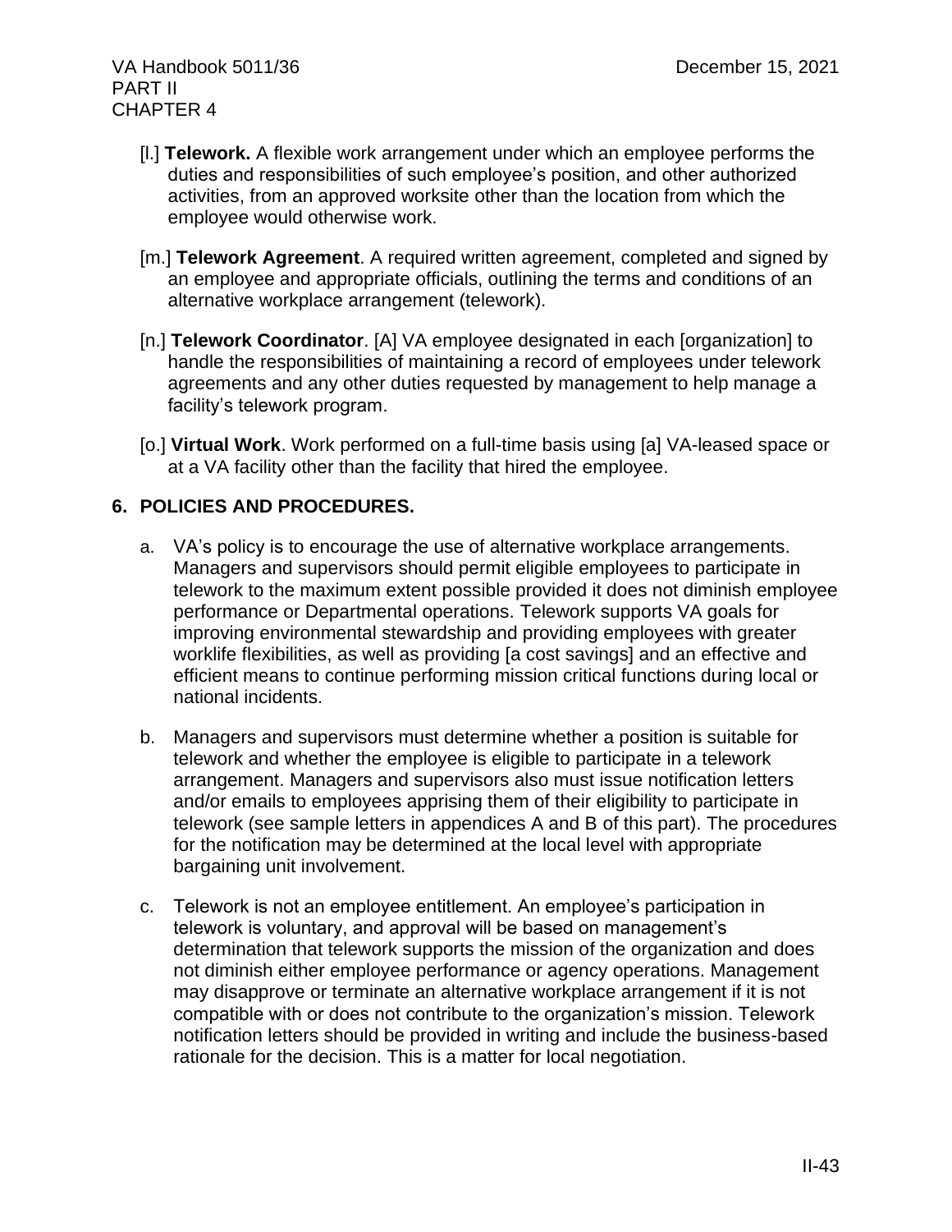[l.] **Telework.** A flexible work arrangement under which an employee performs the duties and responsibilities of such employee's position, and other authorized activities, from an approved worksite other than the location from which the employee would otherwise work.

[m.] **Telework Agreement**. A required written agreement, completed and signed by an employee and appropriate officials, outlining the terms and conditions of an alternative workplace arrangement (telework).

[n.] **Telework Coordinator**. [A] VA employee designated in each [organization] to handle the responsibilities of maintaining a record of employees under telework agreements and any other duties requested by management to help manage a facility's telework program.

[o.] **Virtual Work**. Work performed on a full-time basis using [a] VA-leased space or at a VA facility other than the facility that hired the employee.

## 6. POLICIES AND PROCEDURES.

a. VA's policy is to encourage the use of alternative workplace arrangements. Managers and supervisors should permit eligible employees to participate in telework to the maximum extent possible provided it does not diminish employee performance or Departmental operations. Telework supports VA goals for improving environmental stewardship and providing employees with greater worklife flexibilities, as well as providing [a cost savings] and an effective and efficient means to continue performing mission critical functions during local or national incidents.

b. Managers and supervisors must determine whether a position is suitable for telework and whether the employee is eligible to participate in a telework arrangement. Managers and supervisors also must issue notification letters and/or emails to employees apprising them of their eligibility to participate in telework (see sample letters in appendices A and B of this part). The procedures for the notification may be determined at the local level with appropriate bargaining unit involvement.

c. Telework is not an employee entitlement. An employee's participation in telework is voluntary, and approval will be based on management's determination that telework supports the mission of the organization and does not diminish either employee performance or agency operations. Management may disapprove or terminate an alternative workplace arrangement if it is not compatible with or does not contribute to the organization's mission. Telework notification letters should be provided in writing and include the business-based rationale for the decision. This is a matter for local negotiation.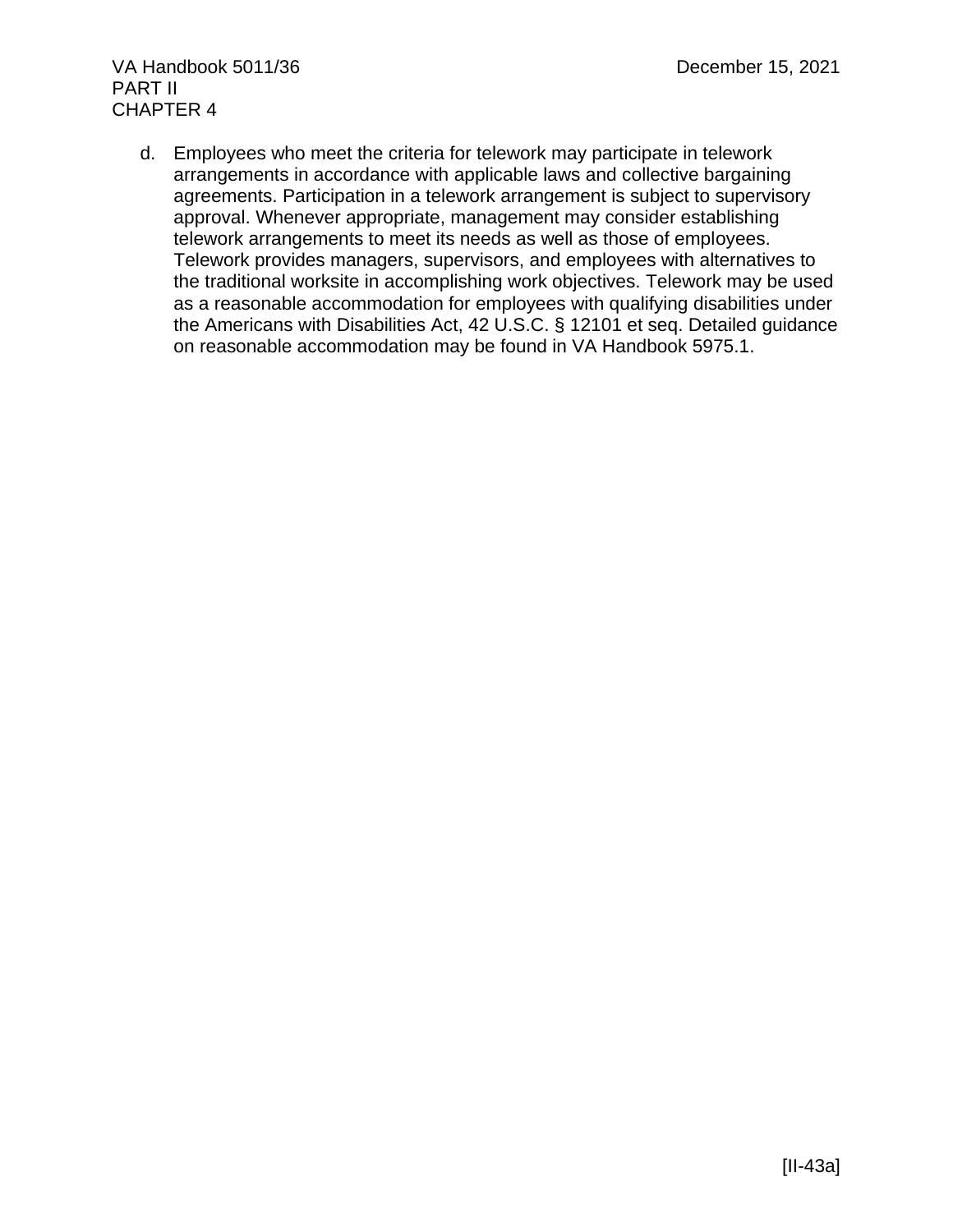d. Employees who meet the criteria for telework may participate in telework arrangements in accordance with applicable laws and collective bargaining agreements. Participation in a telework arrangement is subject to supervisory approval. Whenever appropriate, management may consider establishing telework arrangements to meet its needs as well as those of employees. Telework provides managers, supervisors, and employees with alternatives to the traditional worksite in accomplishing work objectives. Telework may be used as a reasonable accommodation for employees with qualifying disabilities under the Americans with Disabilities Act, 42 U.S.C. § 12101 et seq. Detailed guidance on reasonable accommodation may be found in VA Handbook 5975.1.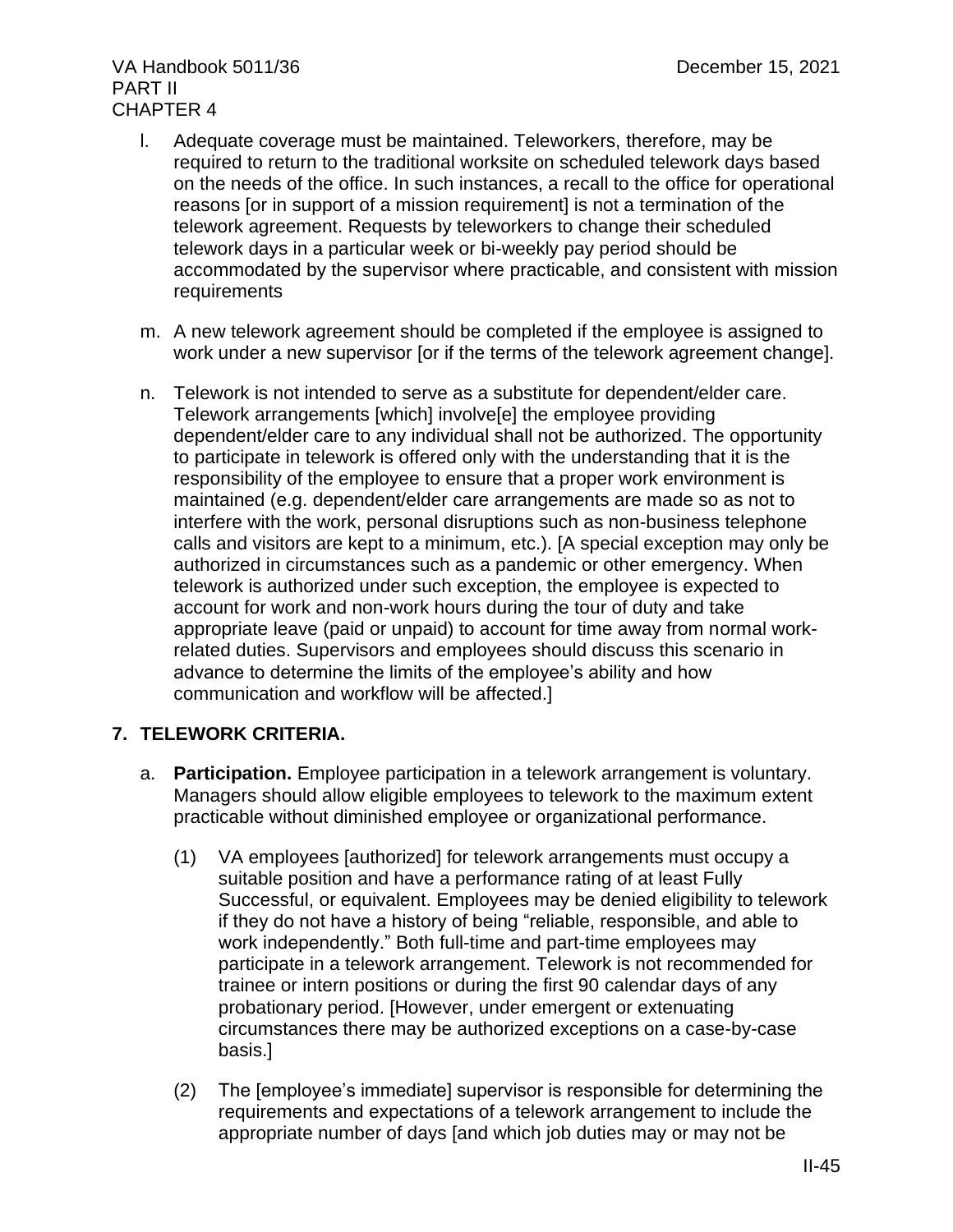l. Adequate coverage must be maintained. Teleworkers, therefore, may be required to return to the traditional worksite on scheduled telework days based on the needs of the office. In such instances, a recall to the office for operational reasons [or in support of a mission requirement] is not a termination of the telework agreement. Requests by teleworkers to change their scheduled telework days in a particular week or bi-weekly pay period should be accommodated by the supervisor where practicable, and consistent with mission requirements

m. A new telework agreement should be completed if the employee is assigned to work under a new supervisor [or if the terms of the telework agreement change].

n. Telework is not intended to serve as a substitute for dependent/elder care. Telework arrangements [which] involve[e] the employee providing dependent/elder care to any individual shall not be authorized. The opportunity to participate in telework is offered only with the understanding that it is the responsibility of the employee to ensure that a proper work environment is maintained (e.g. dependent/elder care arrangements are made so as not to interfere with the work, personal disruptions such as non-business telephone calls and visitors are kept to a minimum, etc.). [A special exception may only be authorized in circumstances such as a pandemic or other emergency. When telework is authorized under such exception, the employee is expected to account for work and non-work hours during the tour of duty and take appropriate leave (paid or unpaid) to account for time away from normal work-related duties. Supervisors and employees should discuss this scenario in advance to determine the limits of the employee's ability and how communication and workflow will be affected.]

## 7. TELEWORK CRITERIA.

a. **Participation.** Employee participation in a telework arrangement is voluntary. Managers should allow eligible employees to telework to the maximum extent practicable without diminished employee or organizational performance.

(1) VA employees [authorized] for telework arrangements must occupy a suitable position and have a performance rating of at least Fully Successful, or equivalent. Employees may be denied eligibility to telework if they do not have a history of being "reliable, responsible, and able to work independently." Both full-time and part-time employees may participate in a telework arrangement. Telework is not recommended for trainee or intern positions or during the first 90 calendar days of any probationary period. [However, under emergent or extenuating circumstances there may be authorized exceptions on a case-by-case basis.]

(2) The [employee's immediate] supervisor is responsible for determining the requirements and expectations of a telework arrangement to include the appropriate number of days [and which job duties may or may not be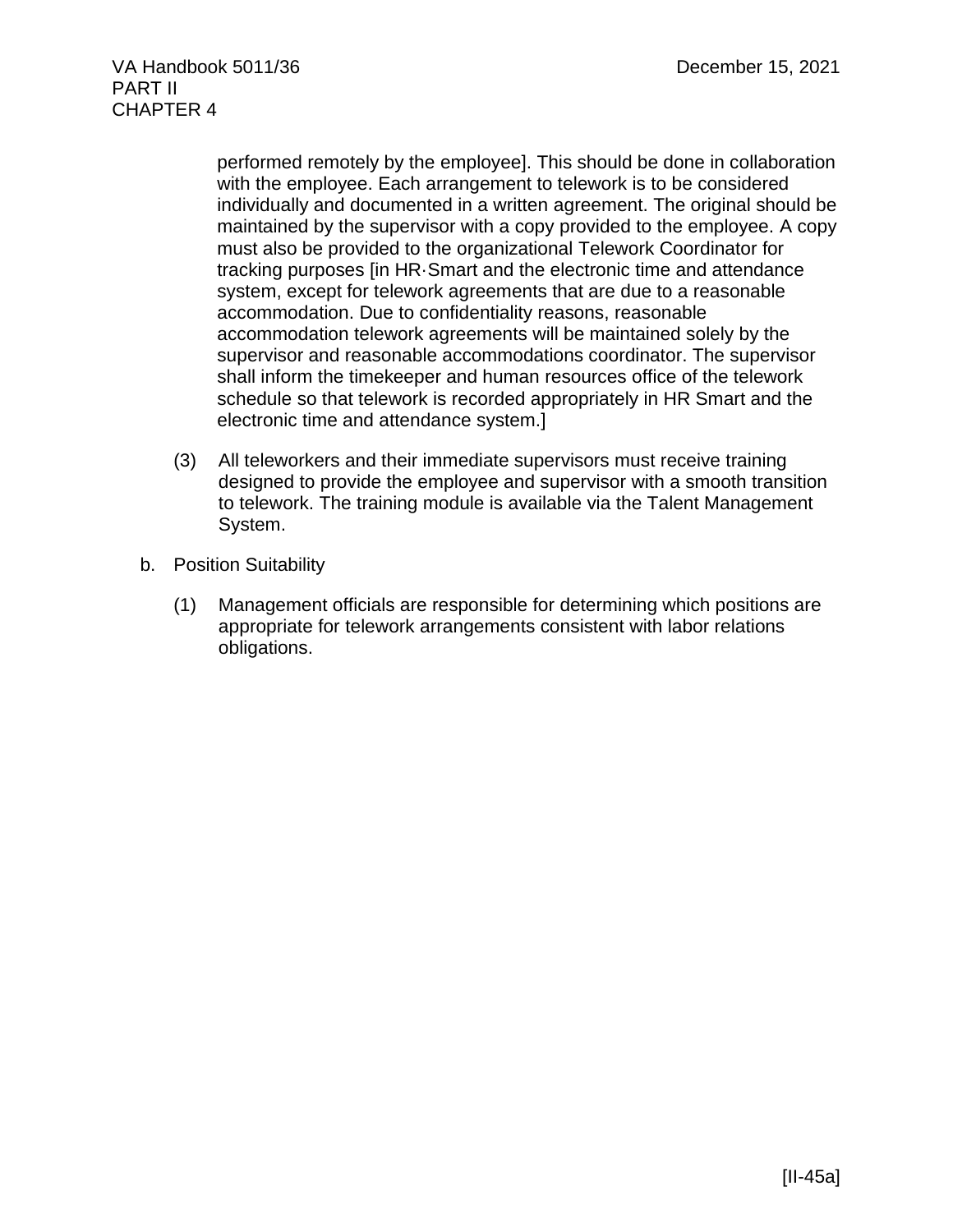performed remotely by the employee]. This should be done in collaboration with the employee. Each arrangement to telework is to be considered individually and documented in a written agreement. The original should be maintained by the supervisor with a copy provided to the employee. A copy must also be provided to the organizational Telework Coordinator for tracking purposes [in HR·Smart and the electronic time and attendance system, except for telework agreements that are due to a reasonable accommodation. Due to confidentiality reasons, reasonable accommodation telework agreements will be maintained solely by the supervisor and reasonable accommodations coordinator. The supervisor shall inform the timekeeper and human resources office of the telework schedule so that telework is recorded appropriately in HR Smart and the electronic time and attendance system.]

(3) All teleworkers and their immediate supervisors must receive training designed to provide the employee and supervisor with a smooth transition to telework. The training module is available via the Talent Management System.

b. Position Suitability

(1) Management officials are responsible for determining which positions are appropriate for telework arrangements consistent with labor relations obligations.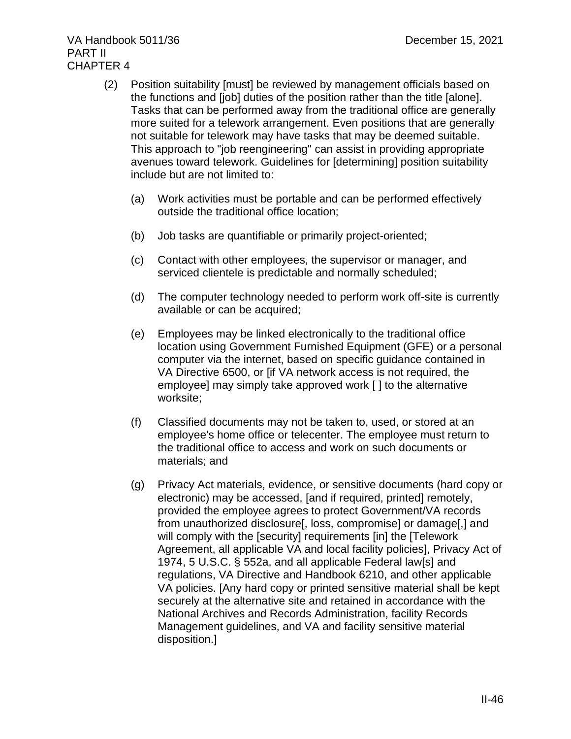(2) Position suitability [must] be reviewed by management officials based on the functions and [job] duties of the position rather than the title [alone]. Tasks that can be performed away from the traditional office are generally more suited for a telework arrangement. Even positions that are generally not suitable for telework may have tasks that may be deemed suitable. This approach to "job reengineering" can assist in providing appropriate avenues toward telework. Guidelines for [determining] position suitability include but are not limited to:

(a) Work activities must be portable and can be performed effectively outside the traditional office location;

(b) Job tasks are quantifiable or primarily project-oriented;

(c) Contact with other employees, the supervisor or manager, and serviced clientele is predictable and normally scheduled;

(d) The computer technology needed to perform work off-site is currently available or can be acquired;

(e) Employees may be linked electronically to the traditional office location using Government Furnished Equipment (GFE) or a personal computer via the internet, based on specific guidance contained in VA Directive 6500, or [if VA network access is not required, the employee] may simply take approved work [ ] to the alternative worksite;

(f) Classified documents may not be taken to, used, or stored at an employee's home office or telecenter. The employee must return to the traditional office to access and work on such documents or materials; and

(g) Privacy Act materials, evidence, or sensitive documents (hard copy or electronic) may be accessed, [and if required, printed] remotely, provided the employee agrees to protect Government/VA records from unauthorized disclosure[, loss, compromise] or damage[,] and will comply with the [security] requirements [in] the [Telework Agreement, all applicable VA and local facility policies], Privacy Act of 1974, 5 U.S.C. § 552a, and all applicable Federal law[s] and regulations, VA Directive and Handbook 6210, and other applicable VA policies. [Any hard copy or printed sensitive material shall be kept securely at the alternative site and retained in accordance with the National Archives and Records Administration, facility Records Management guidelines, and VA and facility sensitive material disposition.]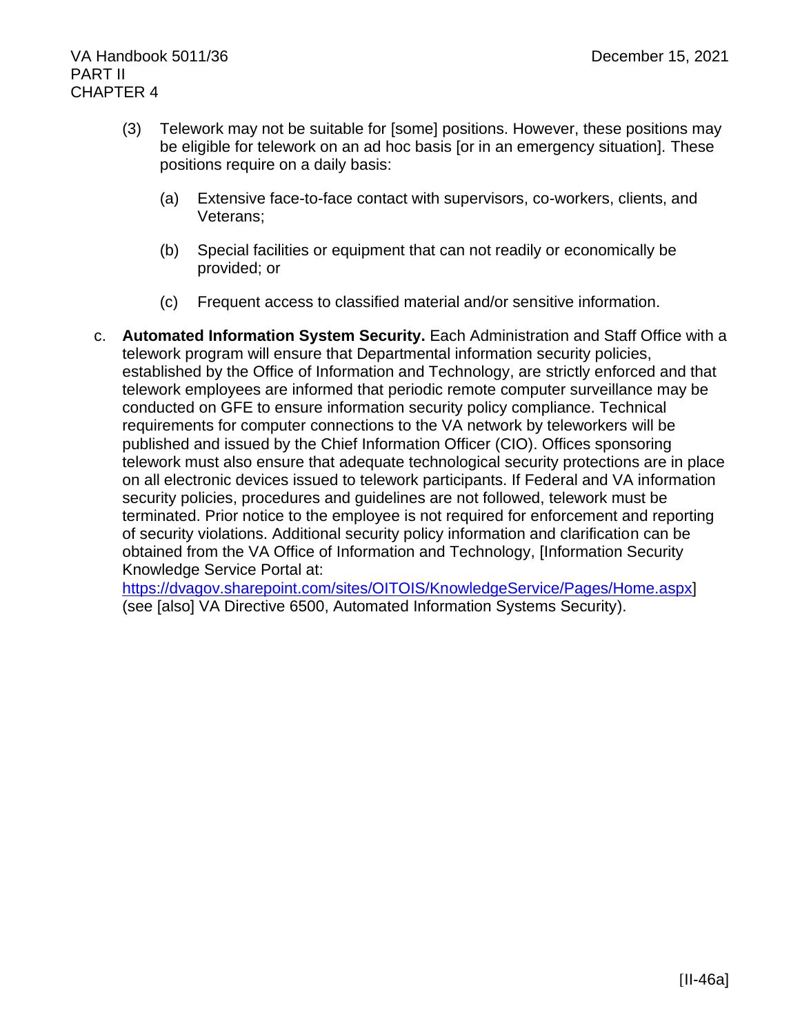(3) Telework may not be suitable for [some] positions. However, these positions may be eligible for telework on an ad hoc basis [or in an emergency situation]. These positions require on a daily basis:

   (a) Extensive face-to-face contact with supervisors, co-workers, clients, and Veterans;

   (b) Special facilities or equipment that can not readily or economically be provided; or

   (c) Frequent access to classified material and/or sensitive information.

c. **Automated Information System Security.** Each Administration and Staff Office with a telework program will ensure that Departmental information security policies, established by the Office of Information and Technology, are strictly enforced and that telework employees are informed that periodic remote computer surveillance may be conducted on GFE to ensure information security policy compliance. Technical requirements for computer connections to the VA network by teleworkers will be published and issued by the Chief Information Officer (CIO). Offices sponsoring telework must also ensure that adequate technological security protections are in place on all electronic devices issued to telework participants. If Federal and VA information security policies, procedures and guidelines are not followed, telework must be terminated. Prior notice to the employee is not required for enforcement and reporting of security violations. Additional security policy information and clarification can be obtained from the VA Office of Information and Technology, [Information Security Knowledge Service Portal at: https://dvagov.sharepoint.com/sites/OITOIS/KnowledgeService/Pages/Home.aspx] (see [also] VA Directive 6500, Automated Information Systems Security).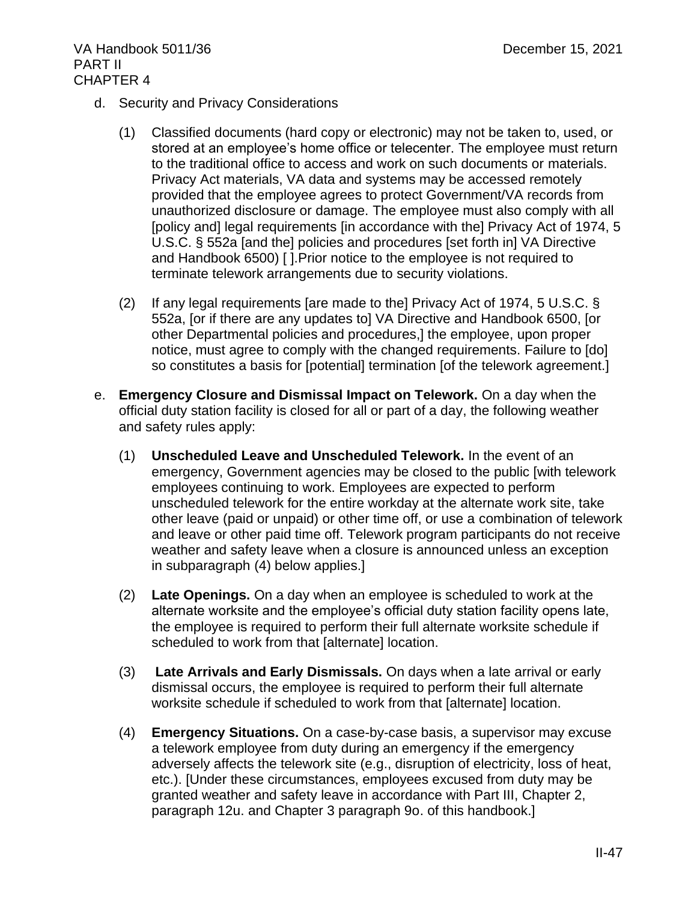d. Security and Privacy Considerations

(1) Classified documents (hard copy or electronic) may not be taken to, used, or stored at an employee's home office or telecenter. The employee must return to the traditional office to access and work on such documents or materials. Privacy Act materials, VA data and systems may be accessed remotely provided that the employee agrees to protect Government/VA records from unauthorized disclosure or damage. The employee must also comply with all [policy and] legal requirements [in accordance with the] Privacy Act of 1974, 5 U.S.C. § 552a [and the] policies and procedures [set forth in] VA Directive and Handbook 6500) [ ].Prior notice to the employee is not required to terminate telework arrangements due to security violations.

(2) If any legal requirements [are made to the] Privacy Act of 1974, 5 U.S.C. § 552a, [or if there are any updates to] VA Directive and Handbook 6500, [or other Departmental policies and procedures,] the employee, upon proper notice, must agree to comply with the changed requirements. Failure to [do] so constitutes a basis for [potential] termination [of the telework agreement.]

e. **Emergency Closure and Dismissal Impact on Telework.** On a day when the official duty station facility is closed for all or part of a day, the following weather and safety rules apply:

(1) **Unscheduled Leave and Unscheduled Telework.** In the event of an emergency, Government agencies may be closed to the public [with telework employees continuing to work. Employees are expected to perform unscheduled telework for the entire workday at the alternate work site, take other leave (paid or unpaid) or other time off, or use a combination of telework and leave or other paid time off. Telework program participants do not receive weather and safety leave when a closure is announced unless an exception in subparagraph (4) below applies.]

(2) **Late Openings.** On a day when an employee is scheduled to work at the alternate worksite and the employee's official duty station facility opens late, the employee is required to perform their full alternate worksite schedule if scheduled to work from that [alternate] location.

(3) **Late Arrivals and Early Dismissals.** On days when a late arrival or early dismissal occurs, the employee is required to perform their full alternate worksite schedule if scheduled to work from that [alternate] location.

(4) **Emergency Situations.** On a case-by-case basis, a supervisor may excuse a telework employee from duty during an emergency if the emergency adversely affects the telework site (e.g., disruption of electricity, loss of heat, etc.). [Under these circumstances, employees excused from duty may be granted weather and safety leave in accordance with Part III, Chapter 2, paragraph 12u. and Chapter 3 paragraph 9o. of this handbook.]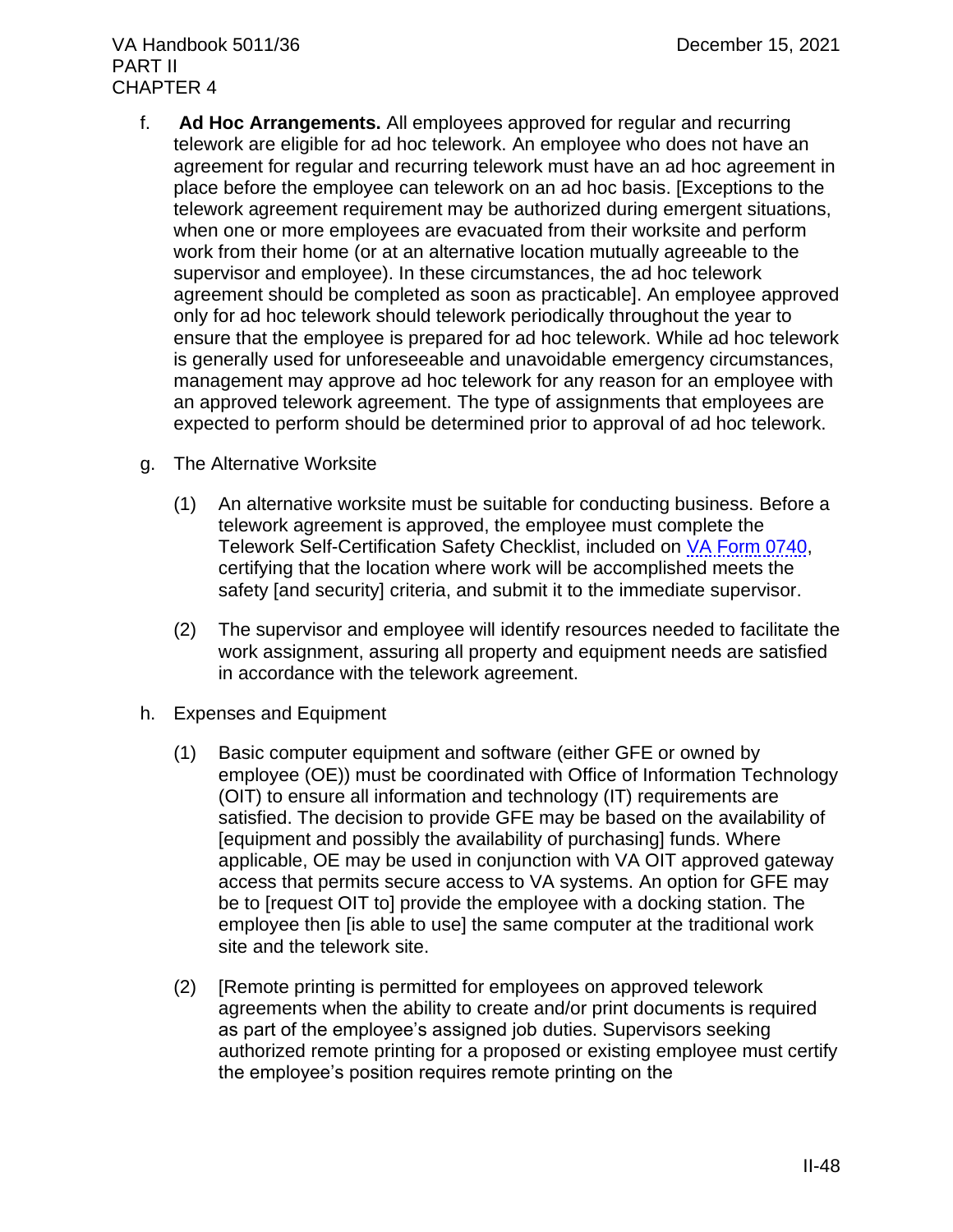f. **Ad Hoc Arrangements.** All employees approved for regular and recurring telework are eligible for ad hoc telework. An employee who does not have an agreement for regular and recurring telework must have an ad hoc agreement in place before the employee can telework on an ad hoc basis. [Exceptions to the telework agreement requirement may be authorized during emergent situations, when one or more employees are evacuated from their worksite and perform work from their home (or at an alternative location mutually agreeable to the supervisor and employee). In these circumstances, the ad hoc telework agreement should be completed as soon as practicable]. An employee approved only for ad hoc telework should telework periodically throughout the year to ensure that the employee is prepared for ad hoc telework. While ad hoc telework is generally used for unforeseeable and unavoidable emergency circumstances, management may approve ad hoc telework for any reason for an employee with an approved telework agreement. The type of assignments that employees are expected to perform should be determined prior to approval of ad hoc telework.

g. The Alternative Worksite

   (1) An alternative worksite must be suitable for conducting business. Before a telework agreement is approved, the employee must complete the Telework Self-Certification Safety Checklist, included on VA Form 0740, certifying that the location where work will be accomplished meets the safety [and security] criteria, and submit it to the immediate supervisor.

   (2) The supervisor and employee will identify resources needed to facilitate the work assignment, assuring all property and equipment needs are satisfied in accordance with the telework agreement.

h. Expenses and Equipment

   (1) Basic computer equipment and software (either GFE or owned by employee (OE)) must be coordinated with Office of Information Technology (OIT) to ensure all information and technology (IT) requirements are satisfied. The decision to provide GFE may be based on the availability of [equipment and possibly the availability of purchasing] funds. Where applicable, OE may be used in conjunction with VA OIT approved gateway access that permits secure access to VA systems. An option for GFE may be to [request OIT to] provide the employee with a docking station. The employee then [is able to use] the same computer at the traditional work site and the telework site.

   (2) [Remote printing is permitted for employees on approved telework agreements when the ability to create and/or print documents is required as part of the employee's assigned job duties. Supervisors seeking authorized remote printing for a proposed or existing employee must certify the employee's position requires remote printing on the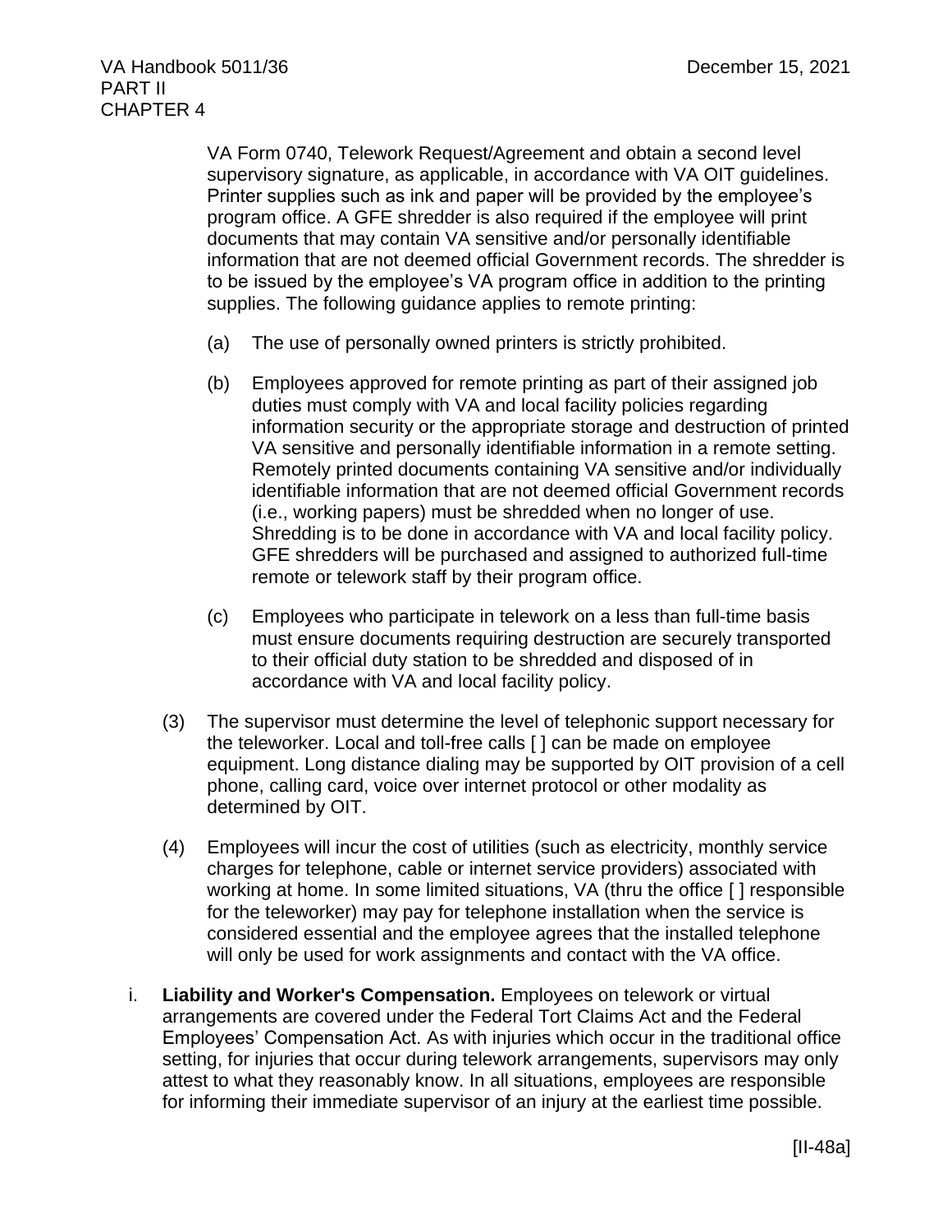VA Form 0740, Telework Request/Agreement and obtain a second level supervisory signature, as applicable, in accordance with VA OIT guidelines. Printer supplies such as ink and paper will be provided by the employee's program office. A GFE shredder is also required if the employee will print documents that may contain VA sensitive and/or personally identifiable information that are not deemed official Government records. The shredder is to be issued by the employee's VA program office in addition to the printing supplies. The following guidance applies to remote printing:

(a) The use of personally owned printers is strictly prohibited.

(b) Employees approved for remote printing as part of their assigned job duties must comply with VA and local facility policies regarding information security or the appropriate storage and destruction of printed VA sensitive and personally identifiable information in a remote setting. Remotely printed documents containing VA sensitive and/or individually identifiable information that are not deemed official Government records (i.e., working papers) must be shredded when no longer of use. Shredding is to be done in accordance with VA and local facility policy. GFE shredders will be purchased and assigned to authorized full-time remote or telework staff by their program office.

(c) Employees who participate in telework on a less than full-time basis must ensure documents requiring destruction are securely transported to their official duty station to be shredded and disposed of in accordance with VA and local facility policy.

(3) The supervisor must determine the level of telephonic support necessary for the teleworker. Local and toll-free calls [ ] can be made on employee equipment. Long distance dialing may be supported by OIT provision of a cell phone, calling card, voice over internet protocol or other modality as determined by OIT.

(4) Employees will incur the cost of utilities (such as electricity, monthly service charges for telephone, cable or internet service providers) associated with working at home. In some limited situations, VA (thru the office [ ] responsible for the teleworker) may pay for telephone installation when the service is considered essential and the employee agrees that the installed telephone will only be used for work assignments and contact with the VA office.

i. **Liability and Worker's Compensation.** Employees on telework or virtual arrangements are covered under the Federal Tort Claims Act and the Federal Employees' Compensation Act. As with injuries which occur in the traditional office setting, for injuries that occur during telework arrangements, supervisors may only attest to what they reasonably know. In all situations, employees are responsible for informing their immediate supervisor of an injury at the earliest time possible.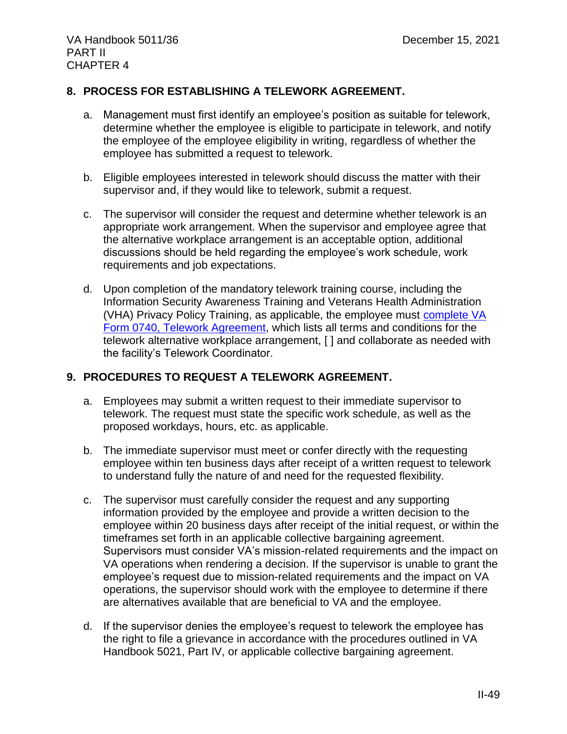## 8. PROCESS FOR ESTABLISHING A TELEWORK AGREEMENT.

a. Management must first identify an employee's position as suitable for telework, determine whether the employee is eligible to participate in telework, and notify the employee of the employee eligibility in writing, regardless of whether the employee has submitted a request to telework.

b. Eligible employees interested in telework should discuss the matter with their supervisor and, if they would like to telework, submit a request.

c. The supervisor will consider the request and determine whether telework is an appropriate work arrangement. When the supervisor and employee agree that the alternative workplace arrangement is an acceptable option, additional discussions should be held regarding the employee's work schedule, work requirements and job expectations.

d. Upon completion of the mandatory telework training course, including the Information Security Awareness Training and Veterans Health Administration (VHA) Privacy Policy Training, as applicable, the employee must complete VA Form 0740, Telework Agreement, which lists all terms and conditions for the telework alternative workplace arrangement, [ ] and collaborate as needed with the facility's Telework Coordinator.

## 9. PROCEDURES TO REQUEST A TELEWORK AGREEMENT.

a. Employees may submit a written request to their immediate supervisor to telework. The request must state the specific work schedule, as well as the proposed workdays, hours, etc. as applicable.

b. The immediate supervisor must meet or confer directly with the requesting employee within ten business days after receipt of a written request to telework to understand fully the nature of and need for the requested flexibility.

c. The supervisor must carefully consider the request and any supporting information provided by the employee and provide a written decision to the employee within 20 business days after receipt of the initial request, or within the timeframes set forth in an applicable collective bargaining agreement. Supervisors must consider VA's mission-related requirements and the impact on VA operations when rendering a decision. If the supervisor is unable to grant the employee's request due to mission-related requirements and the impact on VA operations, the supervisor should work with the employee to determine if there are alternatives available that are beneficial to VA and the employee.

d. If the supervisor denies the employee's request to telework the employee has the right to file a grievance in accordance with the procedures outlined in VA Handbook 5021, Part IV, or applicable collective bargaining agreement.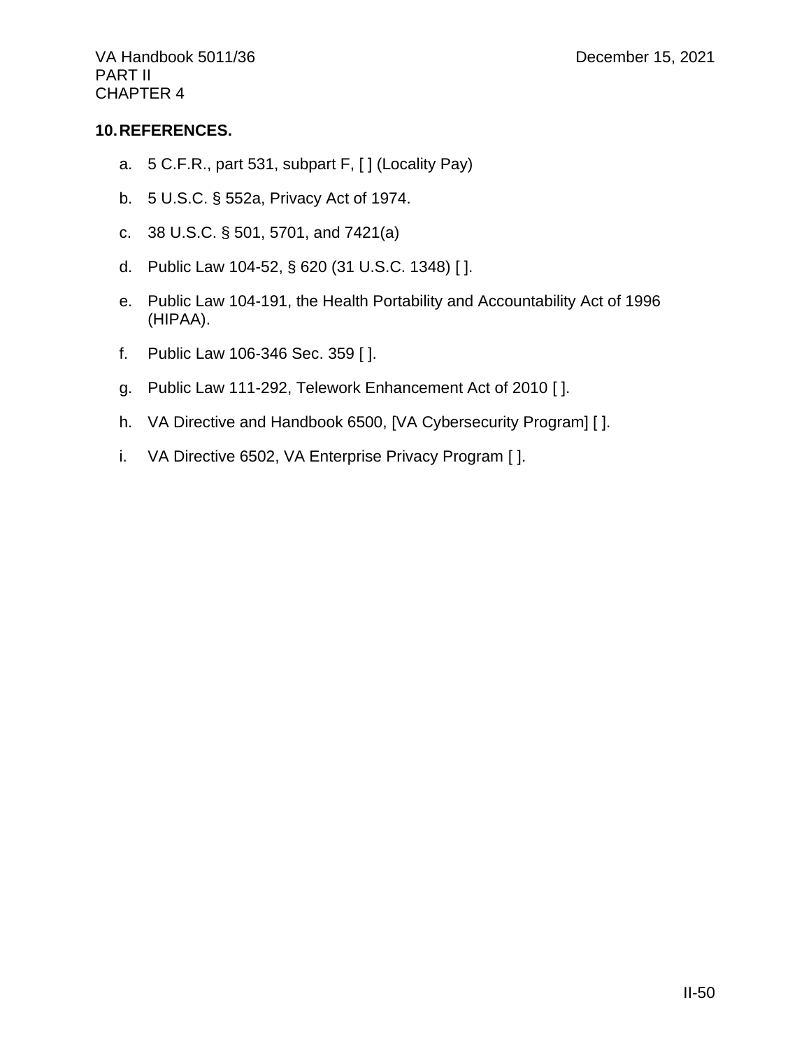## 10. REFERENCES.

a. 5 C.F.R., part 531, subpart F, [ ] (Locality Pay)

b. 5 U.S.C. § 552a, Privacy Act of 1974.

c. 38 U.S.C. § 501, 5701, and 7421(a)

d. Public Law 104-52, § 620 (31 U.S.C. 1348) [ ].

e. Public Law 104-191, the Health Portability and Accountability Act of 1996 (HIPAA).

f. Public Law 106-346 Sec. 359 [ ].

g. Public Law 111-292, Telework Enhancement Act of 2010 [ ].

h. VA Directive and Handbook 6500, [VA Cybersecurity Program] [ ].

i. VA Directive 6502, VA Enterprise Privacy Program [ ].